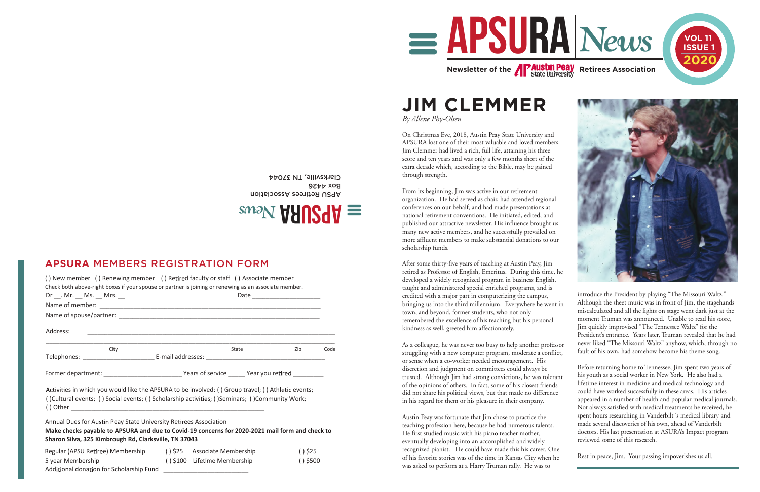# APSURA News

Newsletter of the Austin Peay State University Retirees Association

VOL 11 ISSUE 1 2020

APSURA News
APSU Retirees Association
Box 4426
Clarksville, TN 37044

## APSURA MEMBERS REGISTRATION FORM

( ) New member ( ) Renewing member ( ) Retired faculty or staff ( ) Associate member

Check both above-right boxes if your spouse or partner is joining or renewing as an associate member.

Dr __. Mr. __ Ms. __ Mrs. __ Date ___________________

Name of member: ______________________________________________________________

Name of spouse/partner: _________________________________________________________

Address: ______________________________________________________________________

City State Zip Code

Telephones: ____________________ E-mail addresses: ________________________________

Former department: ______________________ Years of service _____ Year you retired _________

Activities in which you would like the APSURA to be involved: ( ) Group travel; ( ) Athletic events; ( )Cultural events; ( ) Social events; ( ) Scholarship activities; ( )Seminars; ( )Community Work; ( ) Other ___________________________________________________________

Annual Dues for Austin Peay State University Retirees Association

**Make checks payable to APSURA and due to Covid-19 concerns for 2020-2021 mail form and check to Sharon Silva, 325 Kimbrough Rd, Clarksville, TN 37043**

| | | | |
|---|---|---|---|
| Regular (APSU Retiree) Membership | ( ) $25 | Associate Membership | ( ) $25 |
| 5 year Membership | ( ) $100 | Lifetime Membership | ( ) $500 |

Additional donation for Scholarship Fund ________________________

# JIM CLEMMER

*By Allene Phy-Olsen*

On Christmas Eve, 2018, Austin Peay State University and APSURA lost one of their most valuable and loved members. Jim Clemmer had lived a rich, full life, attaining his three score and ten years and was only a few months short of the extra decade which, according to the Bible, may be gained through strength.

From its beginning, Jim was active in our retirement organization. He had served as chair, had attended regional conferences on our behalf, and had made presentations at national retirement conventions. He initiated, edited, and published our attractive newsletter. His influence brought us many new active members, and he successfully prevailed on more affluent members to make substantial donations to our scholarship funds.

After some thirty-five years of teaching at Austin Peay, Jim retired as Professor of English, Emeritus. During this time, he developed a widely recognized program in business English, taught and administered special enriched programs, and is credited with a major part in computerizing the campus, bringing us into the third millennium. Everywhere he went in town, and beyond, former students, who not only remembered the excellence of his teaching but his personal kindness as well, greeted him affectionately.

As a colleague, he was never too busy to help another professor struggling with a new computer program, moderate a conflict, or sense when a co-worker needed encouragement. His discretion and judgment on committees could always be trusted. Although Jim had strong convictions, he was tolerant of the opinions of others. In fact, some of his closest friends did not share his political views, but that made no difference in his regard for them or his pleasure in their company.

Austin Peay was fortunate that Jim chose to practice the teaching profession here, because he had numerous talents. He first studied music with his piano teacher mother, eventually developing into an accomplished and widely recognized pianist. He could have made this his career. One of his favorite stories was of the time in Kansas City when he was asked to perform at a Harry Truman rally. He was to introduce the President by playing "The Missouri Waltz." Although the sheet music was in front of Jim, the stagehands miscalculated and all the lights on stage went dark just at the moment Truman was announced. Unable to read his score, Jim quickly improvised "The Tennessee Waltz" for the President's entrance. Years later, Truman revealed that he had never liked "The Missouri Waltz" anyhow, which, through no fault of his own, had somehow become his theme song.

Before returning home to Tennessee, Jim spent two years of his youth as a social worker in New York. He also had a lifetime interest in medicine and medical technology and could have worked successfully in these areas. His articles appeared in a number of health and popular medical journals. Not always satisfied with medical treatments he received, he spent hours researching in Vanderbilt 's medical library and made several discoveries of his own, ahead of Vanderbilt doctors. His last presentation at ASURA's Impact program reviewed some of this research.

Rest in peace, Jim. Your passing impoverishes us all.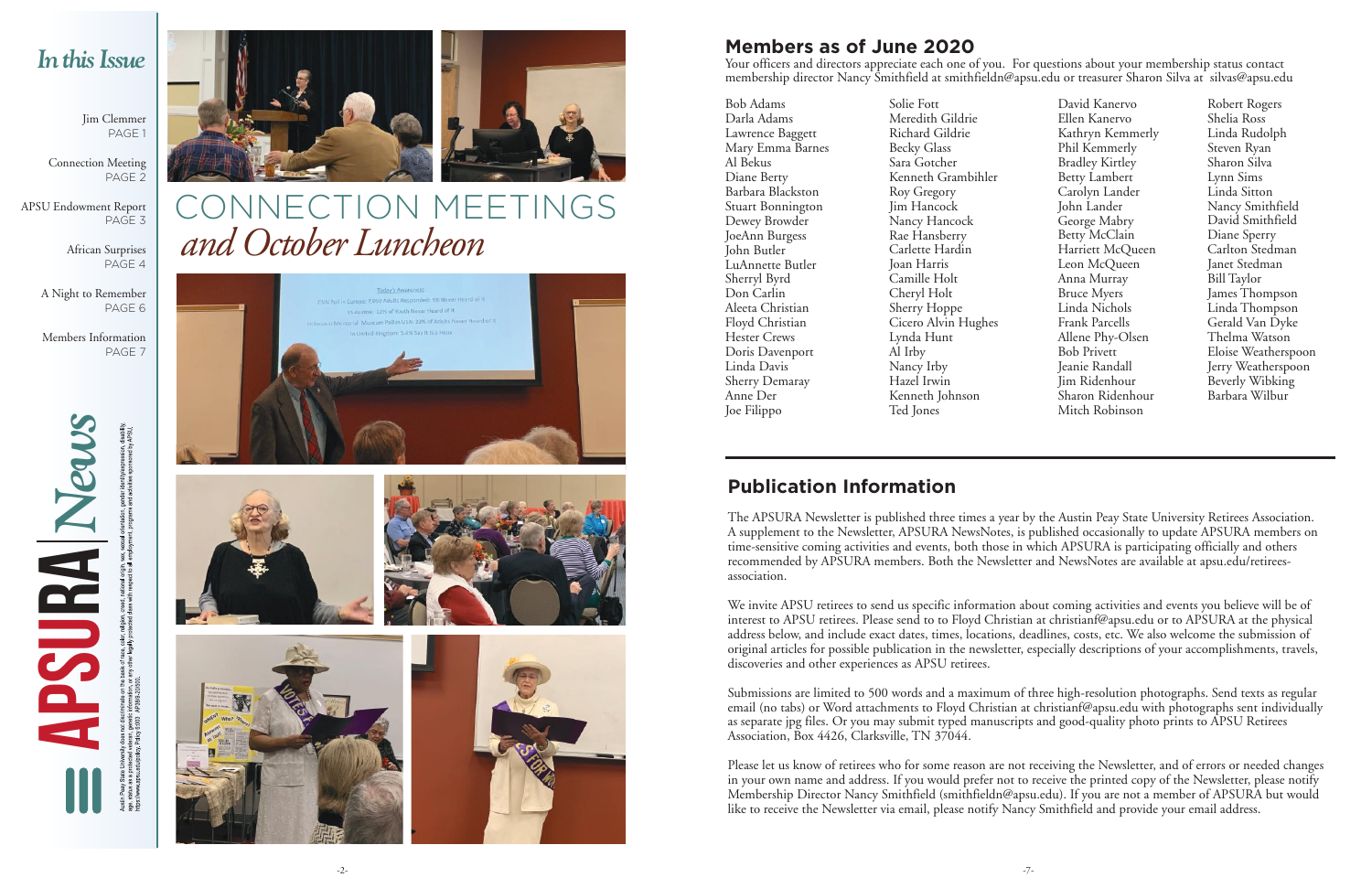## In this Issue

Jim Clemmer
PAGE 1

Connection Meeting
PAGE 2

APSU Endowment Report
PAGE 3

African Surprises
PAGE 4

A Night to Remember
PAGE 6

Members Information
PAGE 7

APSURA | News

Austin Peay State University does not discriminate on the basis of race, color, religion, creed, national origin, sex, sexual orientation, gender identity/expression, disability, age, status as a protected veteran, genetic information, or any other legally protected class with respect to all employment, programs and activities sponsored by APSU. https://www.apsu.edu/policy. Policy 6:003 AP089-12-20/0C

# CONNECTION MEETINGS *and October Luncheon*

## Members as of June 2020

Your officers and directors appreciate each one of you. For questions about your membership status contact membership director Nancy Smithfield at smithfieldn@apsu.edu or treasurer Sharon Silva at silvas@apsu.edu

Bob Adams
Darla Adams
Lawrence Baggett
Mary Emma Barnes
Al Bekus
Diane Berty
Barbara Blackston
Stuart Bonnington
Dewey Browder
JoeAnn Burgess
John Butler
LuAnnette Butler
Sherryl Byrd
Don Carlin
Aleeta Christian
Floyd Christian
Hester Crews
Doris Davenport
Linda Davis
Sherry Demaray
Anne Der
Joe Filippo
Solie Fott
Meredith Gildrie
Richard Gildrie
Becky Glass
Sara Gotcher
Kenneth Grambihler
Roy Gregory
Jim Hancock
Nancy Hancock
Rae Hansberry
Carlette Hardin
Joan Harris
Camille Holt
Cheryl Holt
Sherry Hoppe
Cicero Alvin Hughes
Lynda Hunt
Al Irby
Nancy Irby
Hazel Irwin
Kenneth Johnson
Ted Jones
David Kanervo
Ellen Kanervo
Kathryn Kemmerly
Phil Kemmerly
Bradley Kirtley
Betty Lambert
Carolyn Lander
John Lander
George Mabry
Betty McClain
Harriett McQueen
Leon McQueen
Anna Murray
Bruce Myers
Linda Nichols
Frank Parcells
Allene Phy-Olsen
Bob Privett
Jeanie Randall
Jim Ridenhour
Sharon Ridenhour
Mitch Robinson
Robert Rogers
Shelia Ross
Linda Rudolph
Steven Ryan
Sharon Silva
Lynn Sims
Linda Sitton
Nancy Smithfield
David Smithfield
Diane Sperry
Carlton Stedman
Janet Stedman
Bill Taylor
James Thompson
Linda Thompson
Gerald Van Dyke
Thelma Watson
Eloise Weatherspoon
Jerry Weatherspoon
Beverly Wibking
Barbara Wilbur

## Publication Information

The APSURA Newsletter is published three times a year by the Austin Peay State University Retirees Association. A supplement to the Newsletter, APSURA NewsNotes, is published occasionally to update APSURA members on time-sensitive coming activities and events, both those in which APSURA is participating officially and others recommended by APSURA members. Both the Newsletter and NewsNotes are available at apsu.edu/retirees-association.

We invite APSU retirees to send us specific information about coming activities and events you believe will be of interest to APSU retirees. Please send to to Floyd Christian at christianf@apsu.edu or to APSURA at the physical address below, and include exact dates, times, locations, deadlines, costs, etc. We also welcome the submission of original articles for possible publication in the newsletter, especially descriptions of your accomplishments, travels, discoveries and other experiences as APSU retirees.

Submissions are limited to 500 words and a maximum of three high-resolution photographs. Send texts as regular email (no tabs) or Word attachments to Floyd Christian at christianf@apsu.edu with photographs sent individually as separate jpg files. Or you may submit typed manuscripts and good-quality photo prints to APSU Retirees Association, Box 4426, Clarksville, TN 37044.

Please let us know of retirees who for some reason are not receiving the Newsletter, and of errors or needed changes in your own name and address. If you would prefer not to receive the printed copy of the Newsletter, please notify Membership Director Nancy Smithfield (smithfieldn@apsu.edu). If you are not a member of APSURA but would like to receive the Newsletter via email, please notify Nancy Smithfield and provide your email address.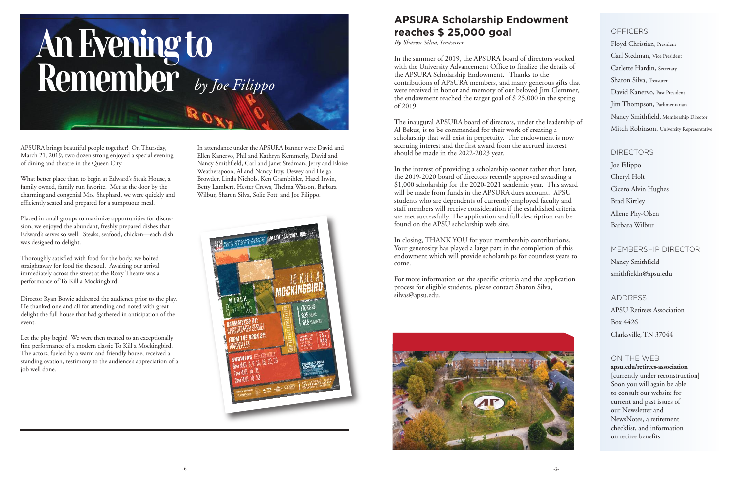# An Evening to Remember

*by Joe Filippo*

APSURA brings beautiful people together! On Thursday, March 21, 2019, two dozen strong enjoyed a special evening of dining and theatre in the Queen City.

What better place than to begin at Edward's Steak House, a family owned, family run favorite. Met at the door by the charming and congenial Mrs. Shephard, we were quickly and efficiently seated and prepared for a sumptuous meal.

Placed in small groups to maximize opportunities for discussion, we enjoyed the abundant, freshly prepared dishes that Edward's serves so well. Steaks, seafood, chicken—each dish was designed to delight.

Thoroughly satisfied with food for the body, we bolted straightaway for food for the soul. Awaiting our arrival immediately across the street at the Roxy Theatre was a performance of To Kill a Mockingbird.

Director Ryan Bowie addressed the audience prior to the play. He thanked one and all for attending and noted with great delight the full house that had gathered in anticipation of the event.

Let the play begin! We were then treated to an exceptionally fine performance of a modern classic To Kill a Mockingbird. The actors, fueled by a warm and friendly house, received a standing ovation, testimony to the audience's appreciation of a job well done.

In attendance under the APSURA banner were David and Ellen Kanervo, Phil and Kathryn Kemmerly, David and Nancy Smithfield, Carl and Janet Stedman, Jerry and Eloise Weatherspoon, Al and Nancy Irby, Dewey and Helga Browder, Linda Nichols, Ken Grambihler, Hazel Irwin, Betty Lambert, Hester Crews, Thelma Watson, Barbara Wilbur, Sharon Silva, Solie Fott, and Joe Filippo.

## APSURA Scholarship Endowment reaches $ 25,000 goal

*By Sharon Silva, Treasurer*

In the summer of 2019, the APSURA board of directors worked with the University Advancement Office to finalize the details of the APSURA Scholarship Endowment. Thanks to the contributions of APSURA members, and many generous gifts that were received in honor and memory of our beloved Jim Clemmer, the endowment reached the target goal of $ 25,000 in the spring of 2019.

The inaugural APSURA board of directors, under the leadership of Al Bekus, is to be commended for their work of creating a scholarship that will exist in perpetuity. The endowment is now accruing interest and the first award from the accrued interest should be made in the 2022-2023 year.

In the interest of providing a scholarship sooner rather than later, the 2019-2020 board of directors recently approved awarding a $1,000 scholarship for the 2020-2021 academic year. This award will be made from funds in the APSURA dues account. APSU students who are dependents of currently employed faculty and staff members will receive consideration if the established criteria are met successfully. The application and full description can be found on the APSU scholarship web site.

In closing, THANK YOU for your membership contributions. Your generosity has played a large part in the completion of this endowment which will provide scholarships for countless years to come.

For more information on the specific criteria and the application process for eligible students, please contact Sharon Silva, silvas@apsu.edu.

### OFFICERS

Floyd Christian, President
Carl Stedman, Vice President
Carlette Hardin, Secretary
Sharon Silva, Treasurer
David Kanervo, Past President
Jim Thompson, Parlimentarian
Nancy Smithfield, Membership Director
Mitch Robinson, University Representative

### DIRECTORS

Joe Filippo
Cheryl Holt
Cicero Alvin Hughes
Brad Kirtley
Allene Phy-Olsen
Barbara Wilbur

### MEMBERSHIP DIRECTOR

Nancy Smithfield
smithfieldn@apsu.edu

### ADDRESS

APSU Retirees Association
Box 4426
Clarksville, TN 37044

### ON THE WEB

**apsu.edu/retirees-association**
[currently under reconstruction] Soon you will again be able to consult our website for current and past issues of our Newsletter and NewsNotes, a retirement checklist, and information on retiree benefits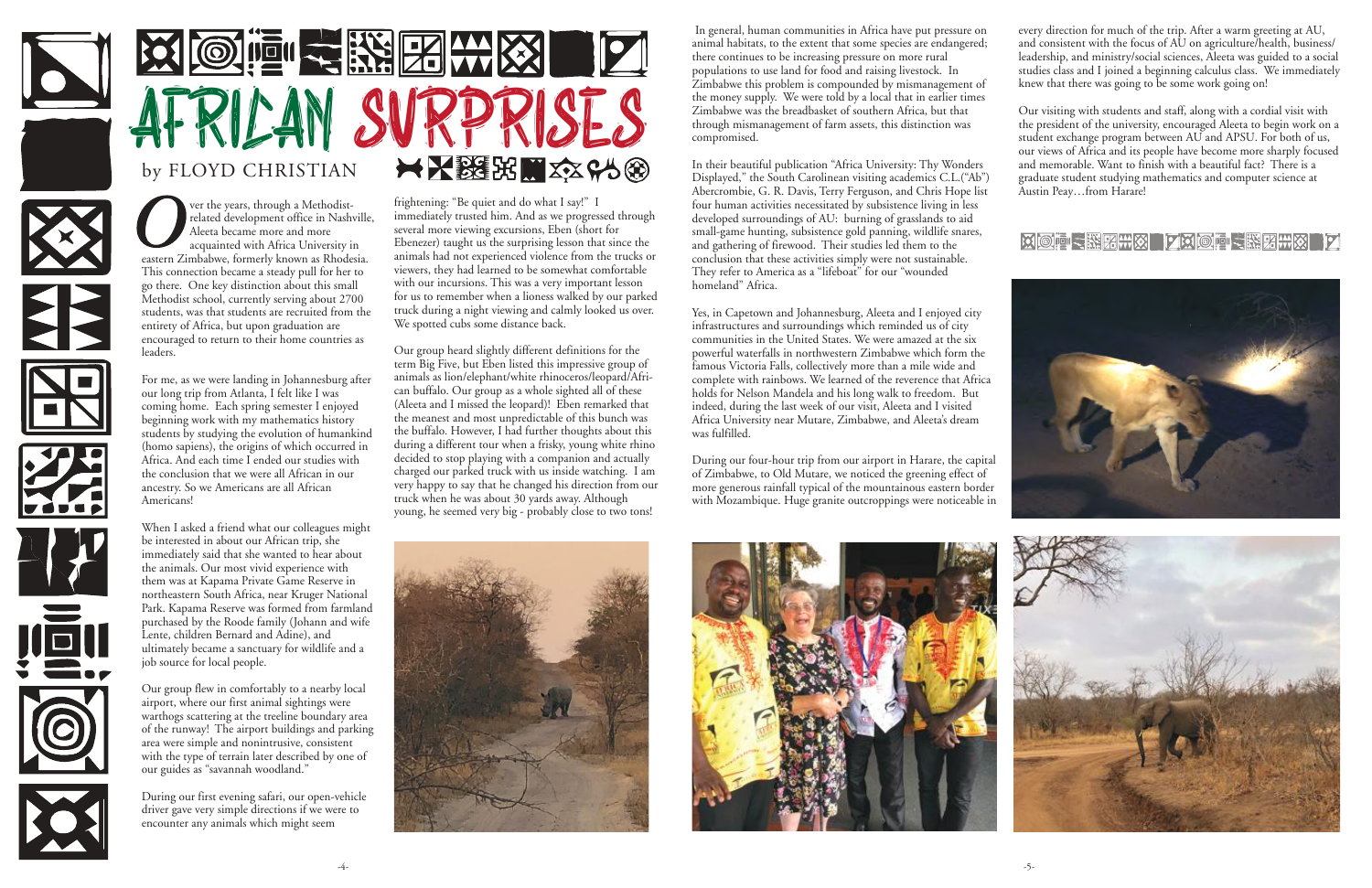# AFRICAN SURPRISES

by FLOYD CHRISTIAN

Over the years, through a Methodist-related development office in Nashville, Aleeta became more and more acquainted with Africa University in eastern Zimbabwe, formerly known as Rhodesia. This connection became a steady pull for her to go there. One key distinction about this small Methodist school, currently serving about 2700 students, was that students are recruited from the entirety of Africa, but upon graduation are encouraged to return to their home countries as leaders.

For me, as we were landing in Johannesburg after our long trip from Atlanta, I felt like I was coming home. Each spring semester I enjoyed beginning work with my mathematics history students by studying the evolution of humankind (homo sapiens), the origins of which occurred in Africa. And each time I ended our studies with the conclusion that we were all African in our ancestry. So we Americans are all African Americans!

When I asked a friend what our colleagues might be interested in about our African trip, she immediately said that she wanted to hear about the animals. Our most vivid experience with them was at Kapama Private Game Reserve in northeastern South Africa, near Kruger National Park. Kapama Reserve was formed from farmland purchased by the Roode family (Johann and wife Lente, children Bernard and Adine), and ultimately became a sanctuary for wildlife and a job source for local people.

Our group flew in comfortably to a nearby local airport, where our first animal sightings were warthogs scattering at the treeline boundary area of the runway! The airport buildings and parking area were simple and nonintrusive, consistent with the type of terrain later described by one of our guides as "savannah woodland."

During our first evening safari, our open-vehicle driver gave very simple directions if we were to encounter any animals which might seem frightening: "Be quiet and do what I say!" I immediately trusted him. And as we progressed through several more viewing excursions, Eben (short for Ebenezer) taught us the surprising lesson that since the animals had not experienced violence from the trucks or viewers, they had learned to be somewhat comfortable with our incursions. This was a very important lesson for us to remember when a lioness walked by our parked truck during a night viewing and calmly looked us over. We spotted cubs some distance back.

Our group heard slightly different definitions for the term Big Five, but Eben listed this impressive group of animals as lion/elephant/white rhinoceros/leopard/African buffalo. Our group as a whole sighted all of these (Aleeta and I missed the leopard)! Eben remarked that the meanest and most unpredictable of this bunch was the buffalo. However, I had further thoughts about this during a different tour when a frisky, young white rhino decided to stop playing with a companion and actually charged our parked truck with us inside watching. I am very happy to say that he changed his direction from our truck when he was about 30 yards away. Although young, he seemed very big - probably close to two tons!

In general, human communities in Africa have put pressure on animal habitats, to the extent that some species are endangered; there continues to be increasing pressure on more rural populations to use land for food and raising livestock. In Zimbabwe this problem is compounded by mismanagement of the money supply. We were told by a local that in earlier times Zimbabwe was the breadbasket of southern Africa, but that through mismanagement of farm assets, this distinction was compromised.

In their beautiful publication "Africa University: Thy Wonders Displayed," the South Carolinean visiting academics C.L.("Ab") Abercrombie, G. R. Davis, Terry Ferguson, and Chris Hope list four human activities necessitated by subsistence living in less developed surroundings of AU: burning of grasslands to aid small-game hunting, subsistence gold panning, wildlife snares, and gathering of firewood. Their studies led them to the conclusion that these activities simply were not sustainable. They refer to America as a "lifeboat" for our "wounded homeland" Africa.

Yes, in Capetown and Johannesburg, Aleeta and I enjoyed city infrastructures and surroundings which reminded us of city communities in the United States. We were amazed at the six powerful waterfalls in northwestern Zimbabwe which form the famous Victoria Falls, collectively more than a mile wide and complete with rainbows. We learned of the reverence that Africa holds for Nelson Mandela and his long walk to freedom. But indeed, during the last week of our visit, Aleeta and I visited Africa University near Mutare, Zimbabwe, and Aleeta's dream was fulfilled.

During our four-hour trip from our airport in Harare, the capital of Zimbabwe, to Old Mutare, we noticed the greening effect of more generous rainfall typical of the mountainous eastern border with Mozambique. Huge granite outcroppings were noticeable in every direction for much of the trip. After a warm greeting at AU, and consistent with the focus of AU on agriculture/health, business/leadership, and ministry/social sciences, Aleeta was guided to a social studies class and I joined a beginning calculus class. We immediately knew that there was going to be some work going on!

Our visiting with students and staff, along with a cordial visit with the president of the university, encouraged Aleeta to begin work on a student exchange program between AU and APSU. For both of us, our views of Africa and its people have become more sharply focused and memorable. Want to finish with a beautiful fact? There is a graduate student studying mathematics and computer science at Austin Peay…from Harare!